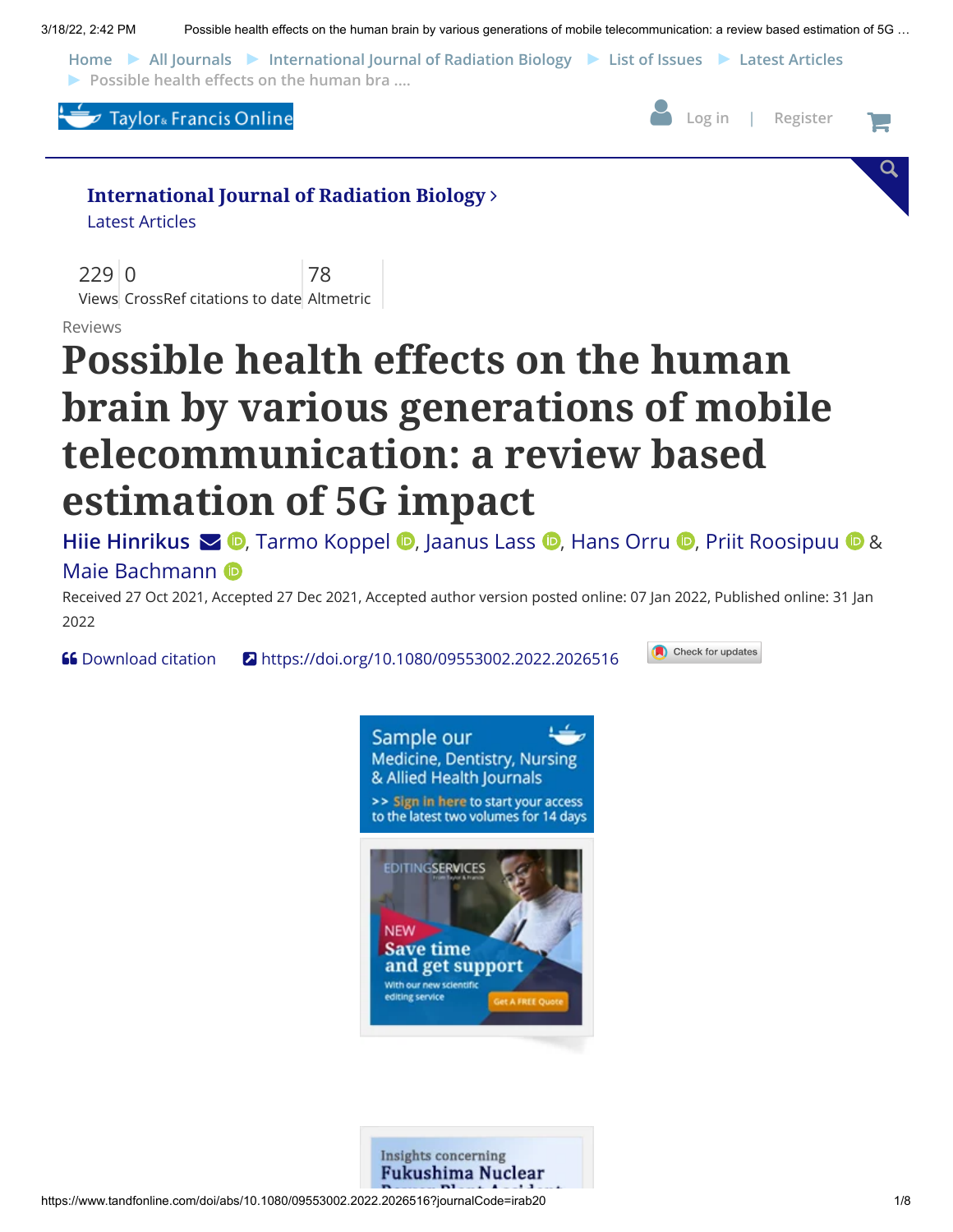International Journal of Radiation Biology

Latest Articles

229 Views | 0 CrossRef citations to date | 78 Altmetric

Reviews

# Possible health effects on the human brain by various generations of mobile telecommunication: a review based estimation of 5G impact

Hiie Hinrikus, Tarmo Koppel, Jaanus Lass, Hans Orru, Priit Roosipuu & Maie Bachmann

Received 27 Oct 2021, Accepted 27 Dec 2021, Accepted author version posted online: 07 Jan 2022, Published online: 31 Jan 2022

https://doi.org/10.1080/09553002.2022.2026516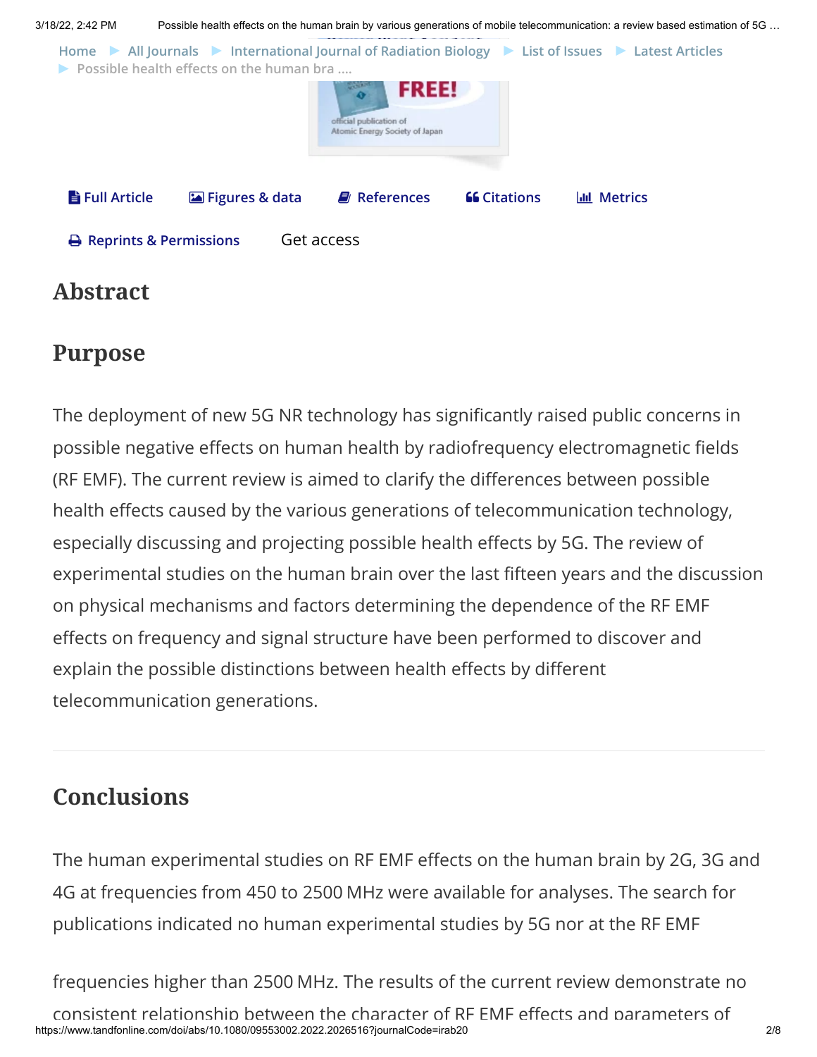## Abstract

### Purpose

The deployment of new 5G NR technology has significantly raised public concerns in possible negative effects on human health by radiofrequency electromagnetic fields (RF EMF). The current review is aimed to clarify the differences between possible health effects caused by the various generations of telecommunication technology, especially discussing and projecting possible health effects by 5G. The review of experimental studies on the human brain over the last fifteen years and the discussion on physical mechanisms and factors determining the dependence of the RF EMF effects on frequency and signal structure have been performed to discover and explain the possible distinctions between health effects by different telecommunication generations.

### Conclusions

The human experimental studies on RF EMF effects on the human brain by 2G, 3G and 4G at frequencies from 450 to 2500 MHz were available for analyses. The search for publications indicated no human experimental studies by 5G nor at the RF EMF frequencies higher than 2500 MHz. The results of the current review demonstrate no consistent relationship between the character of RF EMF effects and parameters of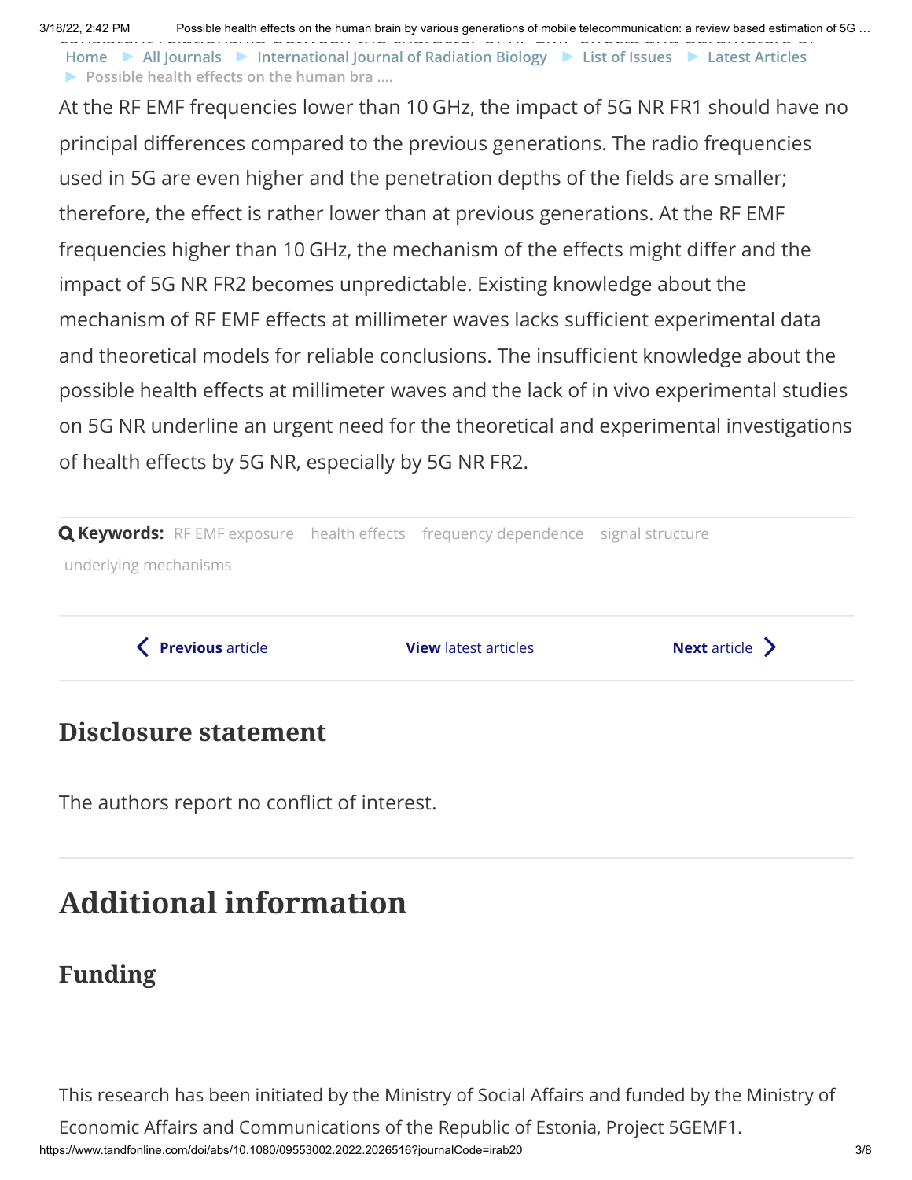At the RF EMF frequencies lower than 10 GHz, the impact of 5G NR FR1 should have no principal differences compared to the previous generations. The radio frequencies used in 5G are even higher and the penetration depths of the fields are smaller; therefore, the effect is rather lower than at previous generations. At the RF EMF frequencies higher than 10 GHz, the mechanism of the effects might differ and the impact of 5G NR FR2 becomes unpredictable. Existing knowledge about the mechanism of RF EMF effects at millimeter waves lacks sufficient experimental data and theoretical models for reliable conclusions. The insufficient knowledge about the possible health effects at millimeter waves and the lack of in vivo experimental studies on 5G NR underline an urgent need for the theoretical and experimental investigations of health effects by 5G NR, especially by 5G NR FR2.

**Keywords:** RF EMF exposure, health effects, frequency dependence, signal structure, underlying mechanisms

## Disclosure statement

The authors report no conflict of interest.

# Additional information

## Funding

This research has been initiated by the Ministry of Social Affairs and funded by the Ministry of Economic Affairs and Communications of the Republic of Estonia, Project 5GEMF1.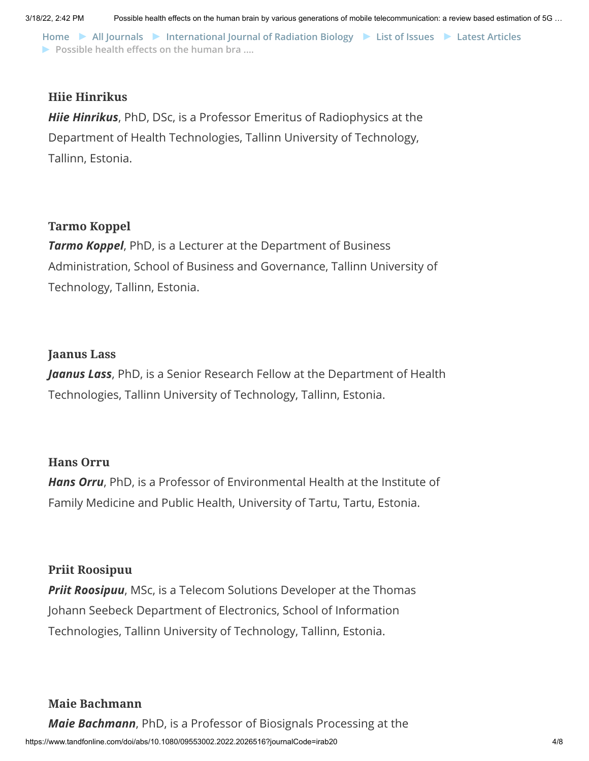### Hiie Hinrikus

***Hiie Hinrikus***, PhD, DSc, is a Professor Emeritus of Radiophysics at the Department of Health Technologies, Tallinn University of Technology, Tallinn, Estonia.

### Tarmo Koppel

***Tarmo Koppel***, PhD, is a Lecturer at the Department of Business Administration, School of Business and Governance, Tallinn University of Technology, Tallinn, Estonia.

### Jaanus Lass

***Jaanus Lass***, PhD, is a Senior Research Fellow at the Department of Health Technologies, Tallinn University of Technology, Tallinn, Estonia.

### Hans Orru

***Hans Orru***, PhD, is a Professor of Environmental Health at the Institute of Family Medicine and Public Health, University of Tartu, Tartu, Estonia.

### Priit Roosipuu

***Priit Roosipuu***, MSc, is a Telecom Solutions Developer at the Thomas Johann Seebeck Department of Electronics, School of Information Technologies, Tallinn University of Technology, Tallinn, Estonia.

### Maie Bachmann

***Maie Bachmann***, PhD, is a Professor of Biosignals Processing at the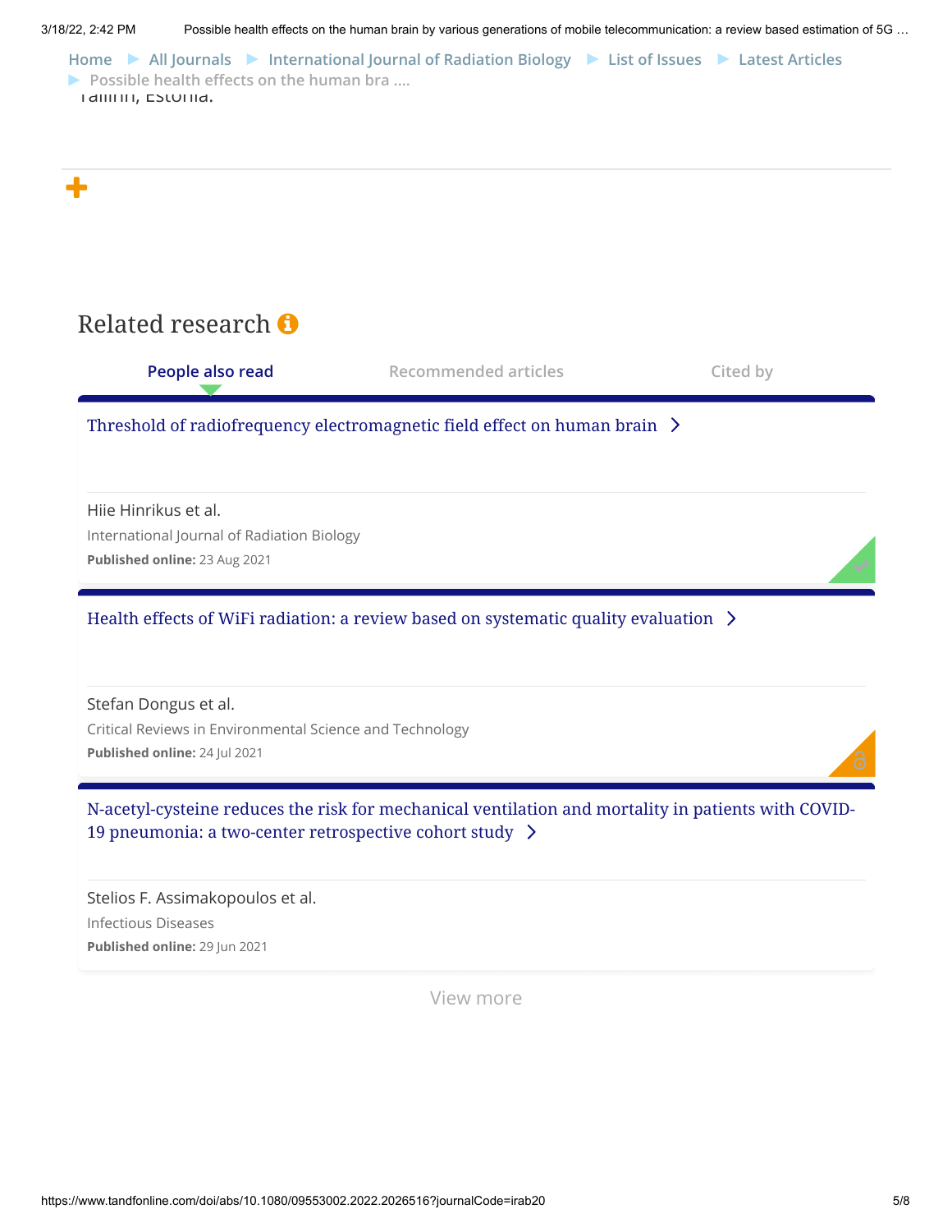Tallinn, Estonia.

## Related research

People also read | Recommended articles | Cited by

**Threshold of radiofrequency electromagnetic field effect on human brain**

Hiie Hinrikus et al.

International Journal of Radiation Biology

**Published online:** 23 Aug 2021

**Health effects of WiFi radiation: a review based on systematic quality evaluation**

Stefan Dongus et al.

Critical Reviews in Environmental Science and Technology

**Published online:** 24 Jul 2021

**N-acetyl-cysteine reduces the risk for mechanical ventilation and mortality in patients with COVID-19 pneumonia: a two-center retrospective cohort study**

Stelios F. Assimakopoulos et al.

Infectious Diseases

**Published online:** 29 Jun 2021

View more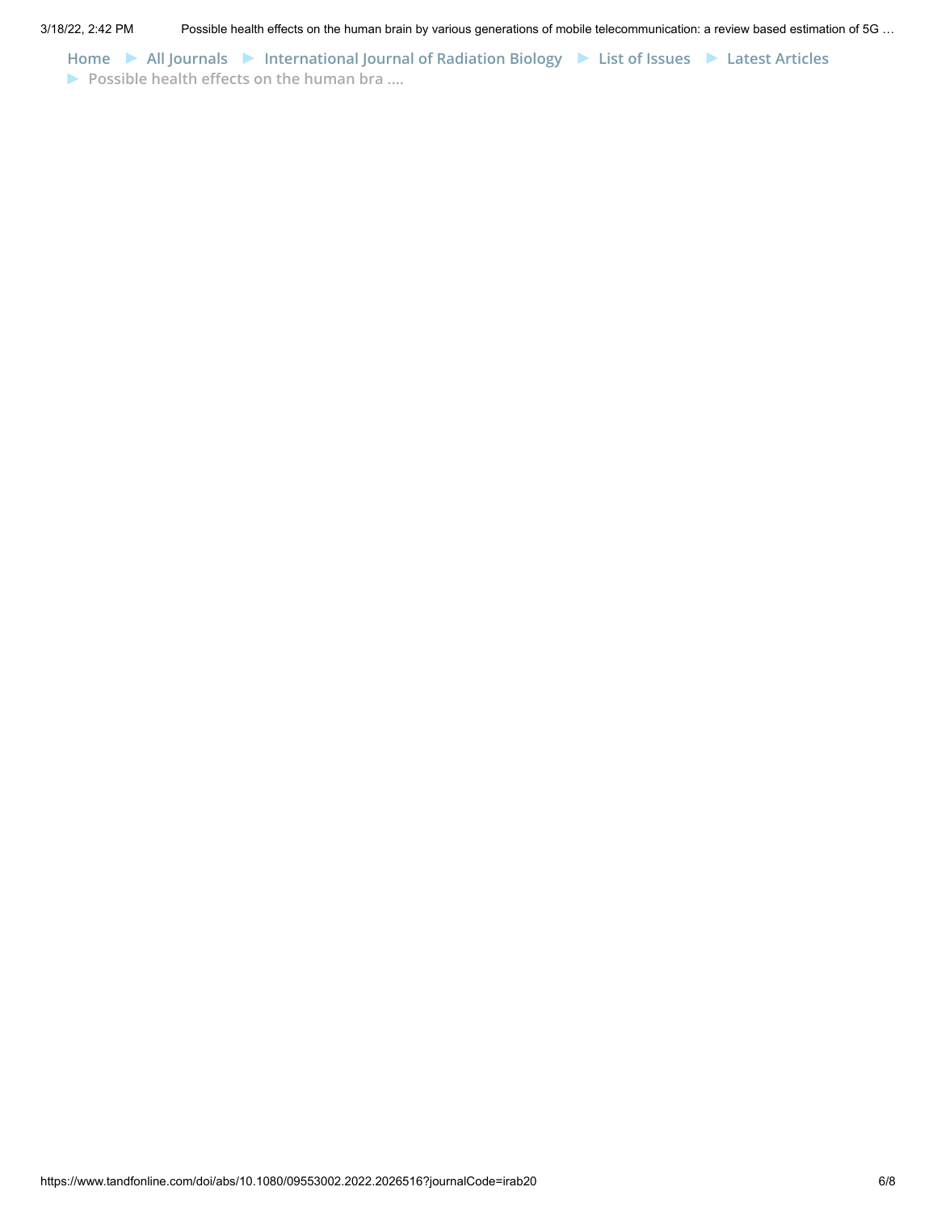Home ► All Journals ► International Journal of Radiation Biology ► List of Issues ► Latest Articles ► Possible health effects on the human bra ....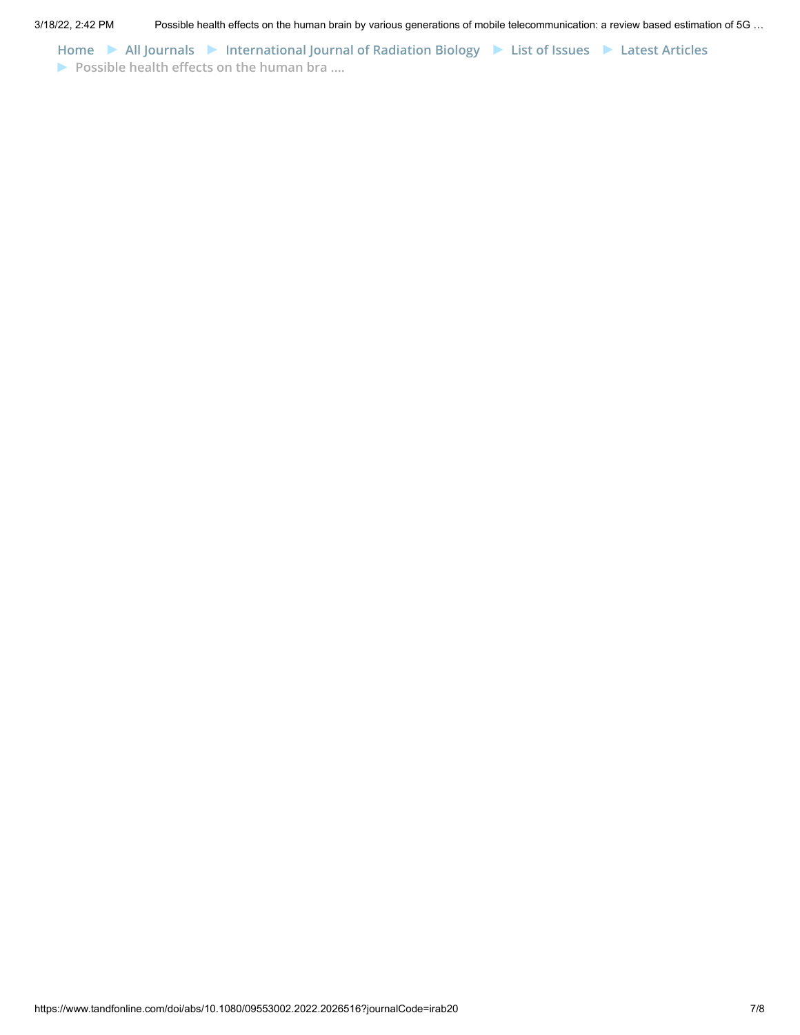Home ► All Journals ► International Journal of Radiation Biology ► List of Issues ► Latest Articles ► Possible health effects on the human bra ....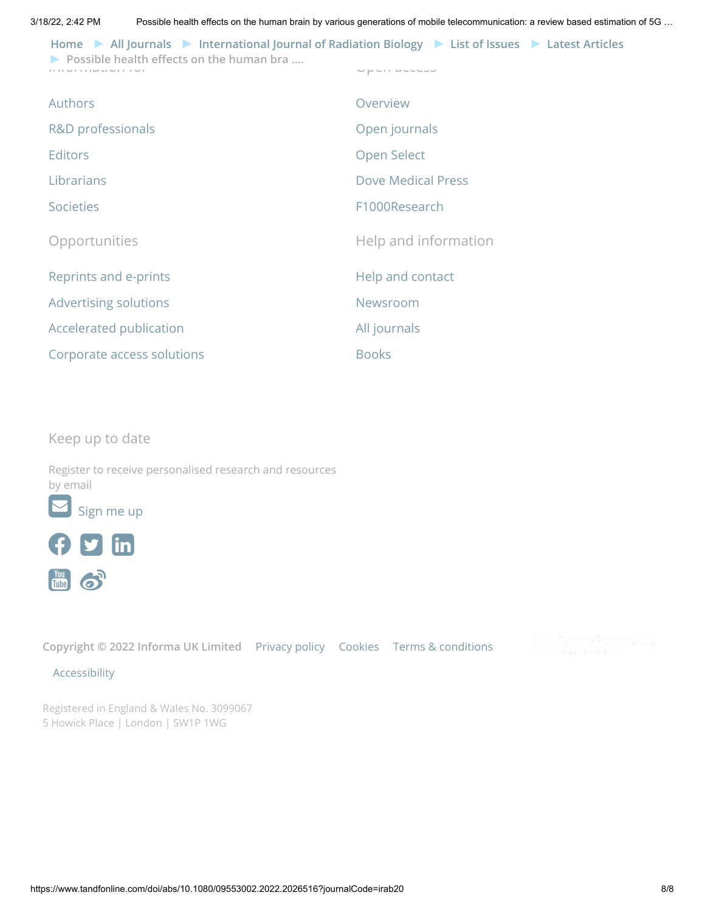Home ▶ All Journals ▶ International Journal of Radiation Biology ▶ List of Issues ▶ Latest Articles ▶ Possible health effects on the human bra ....

Authors

R&D professionals

Editors

Librarians

Societies

Overview

Open journals

Open Select

Dove Medical Press

F1000Research

## Opportunities

Reprints and e-prints

Advertising solutions

Accelerated publication

Corporate access solutions

## Help and information

Help and contact

Newsroom

All journals

Books

## Keep up to date

Register to receive personalised research and resources by email

Sign me up

Copyright © 2022 Informa UK Limited Privacy policy Cookies Terms & conditions

Accessibility

Registered in England & Wales No. 3099067
5 Howick Place | London | SW1P 1WG